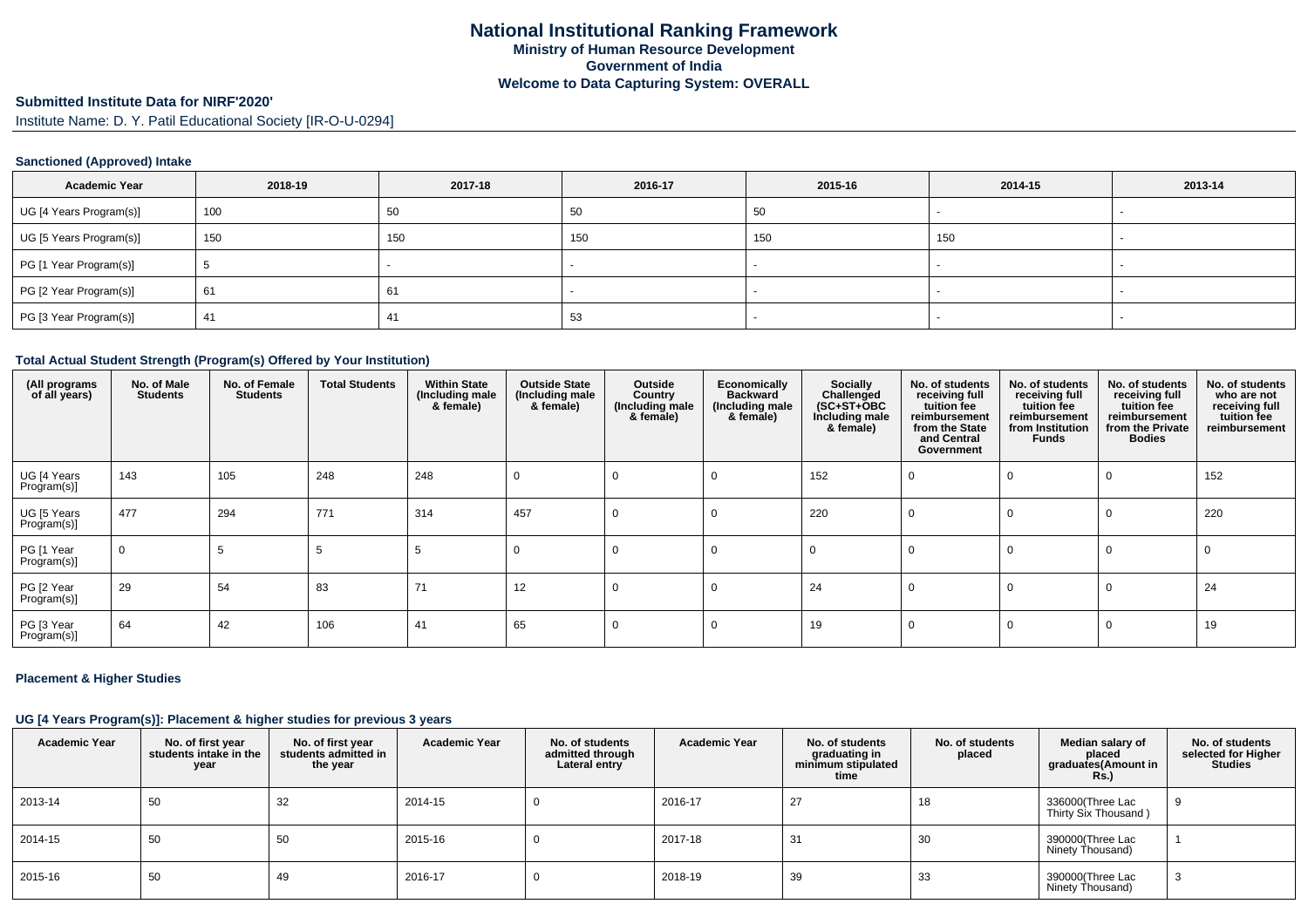# National Institutional Ranking Framework
## Ministry of Human Resource Development
## Government of India
## Welcome to Data Capturing System: OVERALL

**Submitted Institute Data for NIRF'2020'**

Institute Name: D. Y. Patil Educational Society [IR-O-U-0294]

### Sanctioned (Approved) Intake

| Academic Year | 2018-19 | 2017-18 | 2016-17 | 2015-16 | 2014-15 | 2013-14 |
|---|---|---|---|---|---|---|
| UG [4 Years Program(s)] | 100 | 50 | 50 | 50 | - | - |
| UG [5 Years Program(s)] | 150 | 150 | 150 | 150 | 150 | - |
| PG [1 Year Program(s)] | 5 | - | - | - | - | - |
| PG [2 Year Program(s)] | 61 | 61 | - | - | - | - |
| PG [3 Year Program(s)] | 41 | 41 | 53 | - | - | - |

### Total Actual Student Strength (Program(s) Offered by Your Institution)

| (All programs of all years) | No. of Male Students | No. of Female Students | Total Students | Within State (Including male & female) | Outside State (Including male & female) | Outside Country (Including male & female) | Economically Backward (Including male & female) | Socially Challenged (SC+ST+OBC Including male & female) | No. of students receiving full tuition fee reimbursement from the State and Central Government | No. of students receiving full tuition fee reimbursement from Institution Funds | No. of students receiving full tuition fee reimbursement from the Private Bodies | No. of students who are not receiving full tuition fee reimbursement |
|---|---|---|---|---|---|---|---|---|---|---|---|---|
| UG [4 Years Program(s)] | 143 | 105 | 248 | 248 | 0 | 0 | 0 | 152 | 0 | 0 | 0 | 152 |
| UG [5 Years Program(s)] | 477 | 294 | 771 | 314 | 457 | 0 | 0 | 220 | 0 | 0 | 0 | 220 |
| PG [1 Year Program(s)] | 0 | 5 | 5 | 5 | 0 | 0 | 0 | 0 | 0 | 0 | 0 | 0 |
| PG [2 Year Program(s)] | 29 | 54 | 83 | 71 | 12 | 0 | 0 | 24 | 0 | 0 | 0 | 24 |
| PG [3 Year Program(s)] | 64 | 42 | 106 | 41 | 65 | 0 | 0 | 19 | 0 | 0 | 0 | 19 |

### Placement & Higher Studies

#### UG [4 Years Program(s)]: Placement & higher studies for previous 3 years

| Academic Year | No. of first year students intake in the year | No. of first year students admitted in the year | Academic Year | No. of students admitted through Lateral entry | Academic Year | No. of students graduating in minimum stipulated time | No. of students placed | Median salary of placed graduates(Amount in Rs.) | No. of students selected for Higher Studies |
|---|---|---|---|---|---|---|---|---|---|
| 2013-14 | 50 | 32 | 2014-15 | 0 | 2016-17 | 27 | 18 | 336000(Three Lac Thirty Six Thousand ) | 9 |
| 2014-15 | 50 | 50 | 2015-16 | 0 | 2017-18 | 31 | 30 | 390000(Three Lac Ninety Thousand) | 1 |
| 2015-16 | 50 | 49 | 2016-17 | 0 | 2018-19 | 39 | 33 | 390000(Three Lac Ninety Thousand) | 3 |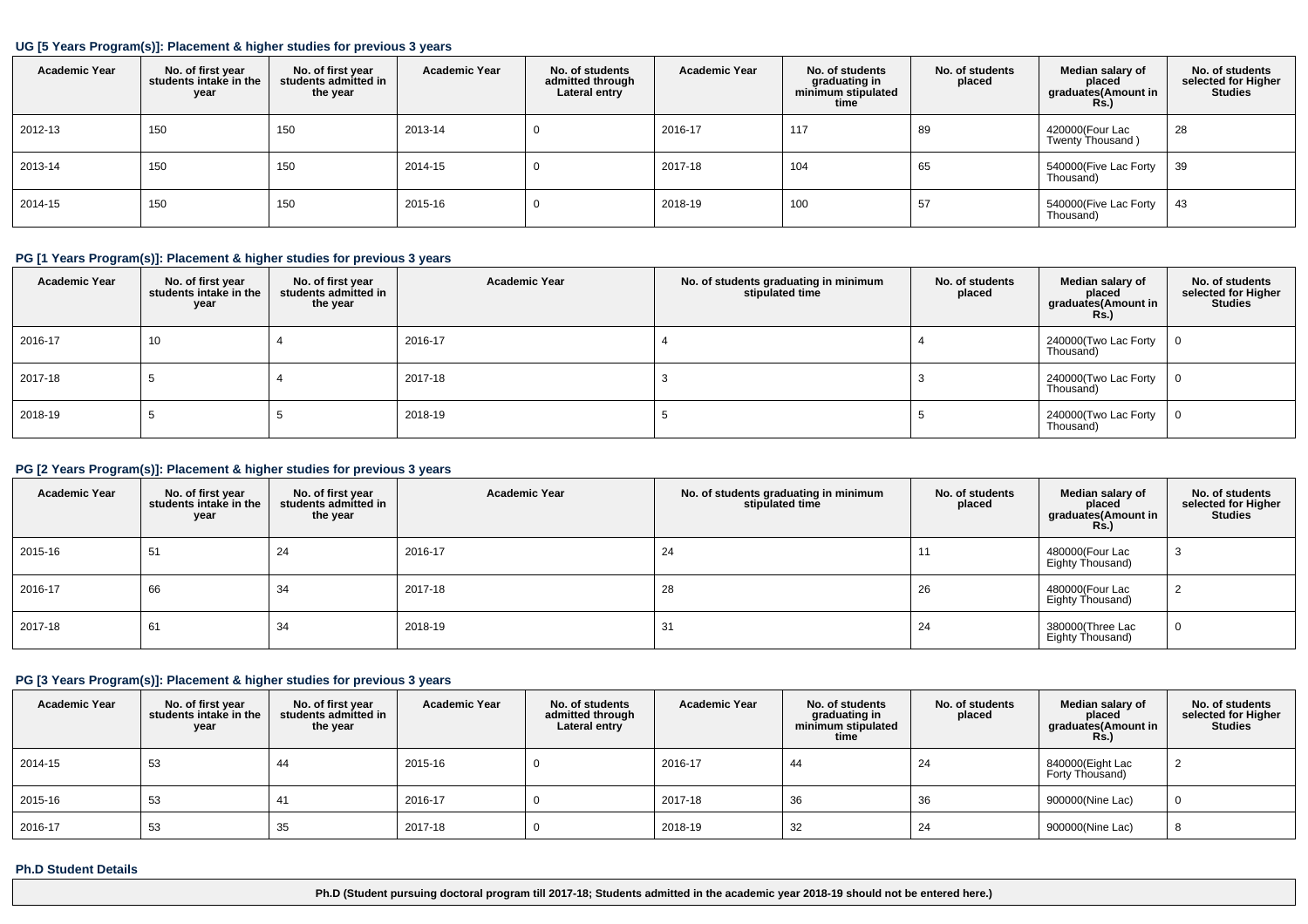### UG [5 Years Program(s)]: Placement & higher studies for previous 3 years

| Academic Year | No. of first year students intake in the year | No. of first year students admitted in the year | Academic Year | No. of students admitted through Lateral entry | Academic Year | No. of students graduating in minimum stipulated time | No. of students placed | Median salary of placed graduates(Amount in Rs.) | No. of students selected for Higher Studies |
|---|---|---|---|---|---|---|---|---|---|
| 2012-13 | 150 | 150 | 2013-14 | 0 | 2016-17 | 117 | 89 | 420000(Four Lac Twenty Thousand ) | 28 |
| 2013-14 | 150 | 150 | 2014-15 | 0 | 2017-18 | 104 | 65 | 540000(Five Lac Forty Thousand) | 39 |
| 2014-15 | 150 | 150 | 2015-16 | 0 | 2018-19 | 100 | 57 | 540000(Five Lac Forty Thousand) | 43 |

### PG [1 Years Program(s)]: Placement & higher studies for previous 3 years

| Academic Year | No. of first year students intake in the year | No. of first year students admitted in the year | Academic Year | No. of students graduating in minimum stipulated time | No. of students placed | Median salary of placed graduates(Amount in Rs.) | No. of students selected for Higher Studies |
|---|---|---|---|---|---|---|---|
| 2016-17 | 10 | 4 | 2016-17 | 4 | 4 | 240000(Two Lac Forty Thousand) | 0 |
| 2017-18 | 5 | 4 | 2017-18 | 3 | 3 | 240000(Two Lac Forty Thousand) | 0 |
| 2018-19 | 5 | 5 | 2018-19 | 5 | 5 | 240000(Two Lac Forty Thousand) | 0 |

### PG [2 Years Program(s)]: Placement & higher studies for previous 3 years

| Academic Year | No. of first year students intake in the year | No. of first year students admitted in the year | Academic Year | No. of students graduating in minimum stipulated time | No. of students placed | Median salary of placed graduates(Amount in Rs.) | No. of students selected for Higher Studies |
|---|---|---|---|---|---|---|---|
| 2015-16 | 51 | 24 | 2016-17 | 24 | 11 | 480000(Four Lac Eighty Thousand) | 3 |
| 2016-17 | 66 | 34 | 2017-18 | 28 | 26 | 480000(Four Lac Eighty Thousand) | 2 |
| 2017-18 | 61 | 34 | 2018-19 | 31 | 24 | 380000(Three Lac Eighty Thousand) | 0 |

### PG [3 Years Program(s)]: Placement & higher studies for previous 3 years

| Academic Year | No. of first year students intake in the year | No. of first year students admitted in the year | Academic Year | No. of students admitted through Lateral entry | Academic Year | No. of students graduating in minimum stipulated time | No. of students placed | Median salary of placed graduates(Amount in Rs.) | No. of students selected for Higher Studies |
|---|---|---|---|---|---|---|---|---|---|
| 2014-15 | 53 | 44 | 2015-16 | 0 | 2016-17 | 44 | 24 | 840000(Eight Lac Forty Thousand) | 2 |
| 2015-16 | 53 | 41 | 2016-17 | 0 | 2017-18 | 36 | 36 | 900000(Nine Lac) | 0 |
| 2016-17 | 53 | 35 | 2017-18 | 0 | 2018-19 | 32 | 24 | 900000(Nine Lac) | 8 |

### Ph.D Student Details

| Ph.D (Student pursuing doctoral program till 2017-18; Students admitted in the academic year 2018-19 should not be entered here.) |
|---|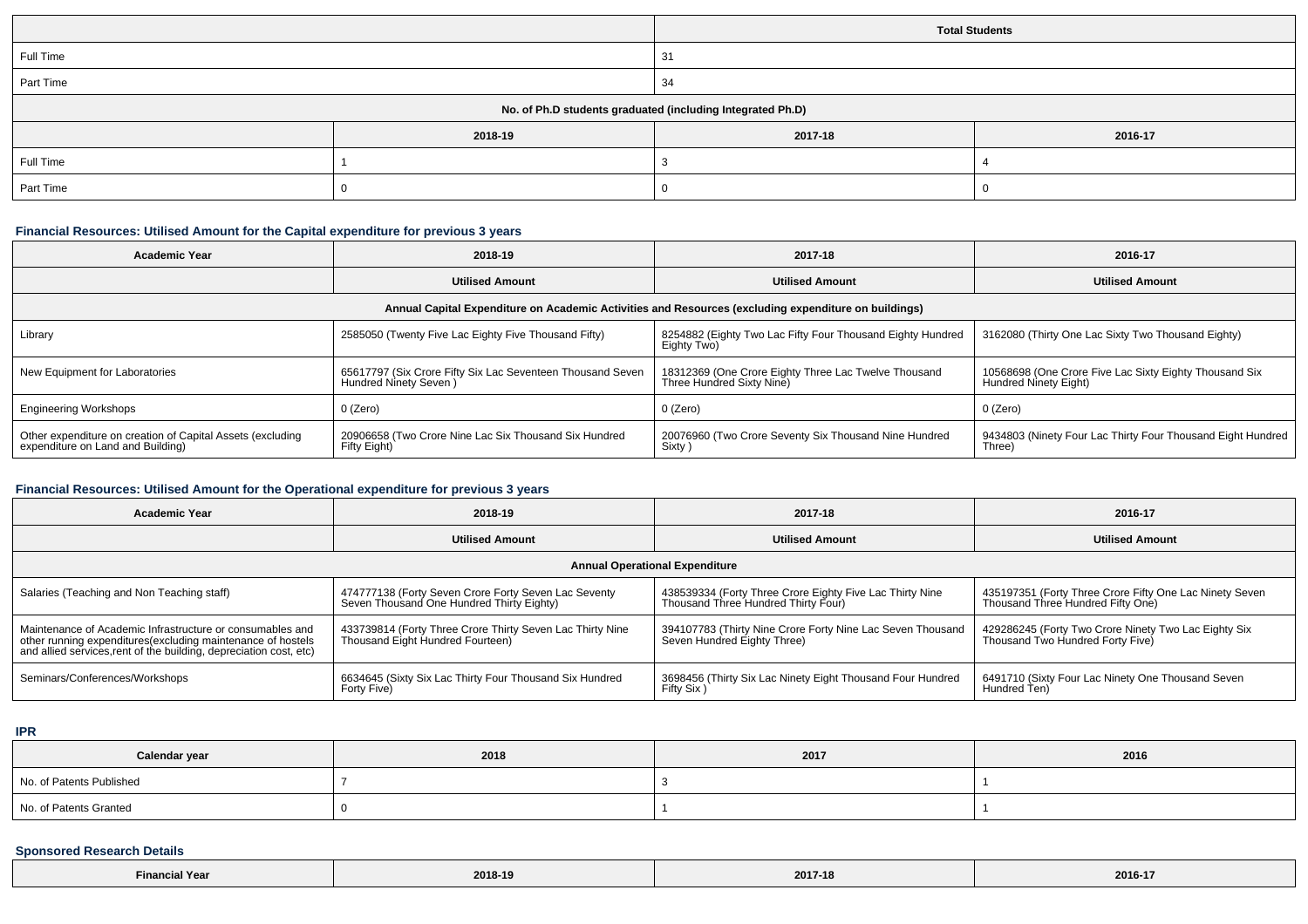| | Total Students |
|---|---|
| Full Time | 31 |
| Part Time | 34 |

| No. of Ph.D students graduated (including Integrated Ph.D) | | | |
|---|---|---|---|
| | 2018-19 | 2017-18 | 2016-17 |
| Full Time | 1 | 3 | 4 |
| Part Time | 0 | 0 | 0 |

### Financial Resources: Utilised Amount for the Capital expenditure for previous 3 years

| Academic Year | 2018-19 | 2017-18 | 2016-17 |
|---|---|---|---|
| | Utilised Amount | Utilised Amount | Utilised Amount |
| Annual Capital Expenditure on Academic Activities and Resources (excluding expenditure on buildings) | | | |
| Library | 2585050 (Twenty Five Lac Eighty Five Thousand Fifty) | 8254882 (Eighty Two Lac Fifty Four Thousand Eighty Hundred Eighty Two) | 3162080 (Thirty One Lac Sixty Two Thousand Eighty) |
| New Equipment for Laboratories | 65617797 (Six Crore Fifty Six Lac Seventeen Thousand Seven Hundred Ninety Seven ) | 18312369 (One Crore Eighty Three Lac Twelve Thousand Three Hundred Sixty Nine) | 10568698 (One Crore Five Lac Sixty Eighty Thousand Six Hundred Ninety Eight) |
| Engineering Workshops | 0 (Zero) | 0 (Zero) | 0 (Zero) |
| Other expenditure on creation of Capital Assets (excluding expenditure on Land and Building) | 20906658 (Two Crore Nine Lac Six Thousand Six Hundred Fifty Eight) | 20076960 (Two Crore Seventy Six Thousand Nine Hundred Sixty ) | 9434803 (Ninety Four Lac Thirty Four Thousand Eight Hundred Three) |

### Financial Resources: Utilised Amount for the Operational expenditure for previous 3 years

| Academic Year | 2018-19 | 2017-18 | 2016-17 |
|---|---|---|---|
| | Utilised Amount | Utilised Amount | Utilised Amount |
| Annual Operational Expenditure | | | |
| Salaries (Teaching and Non Teaching staff) | 474777138 (Forty Seven Crore Forty Seven Lac Seventy Seven Thousand One Hundred Thirty Eighty) | 438539334 (Forty Three Crore Eighty Five Lac Thirty Nine Thousand Three Hundred Thirty Four) | 435197351 (Forty Three Crore Fifty One Lac Ninety Seven Thousand Three Hundred Fifty One) |
| Maintenance of Academic Infrastructure or consumables and other running expenditures(excluding maintenance of hostels and allied services,rent of the building, depreciation cost, etc) | 433739814 (Forty Three Crore Thirty Seven Lac Thirty Nine Thousand Eight Hundred Fourteen) | 394107783 (Thirty Nine Crore Forty Nine Lac Seven Thousand Seven Hundred Eighty Three) | 429286245 (Forty Two Crore Ninety Two Lac Eighty Six Thousand Two Hundred Forty Five) |
| Seminars/Conferences/Workshops | 6634645 (Sixty Six Lac Thirty Four Thousand Six Hundred Forty Five) | 3698456 (Thirty Six Lac Ninety Eight Thousand Four Hundred Fifty Six ) | 6491710 (Sixty Four Lac Ninety One Thousand Seven Hundred Ten) |

### IPR

| Calendar year | 2018 | 2017 | 2016 |
|---|---|---|---|
| No. of Patents Published | 7 | 3 | 1 |
| No. of Patents Granted | 0 | 1 | 1 |

### Sponsored Research Details

| Financial Year | 2018-19 | 2017-18 | 2016-17 |
|---|---|---|---|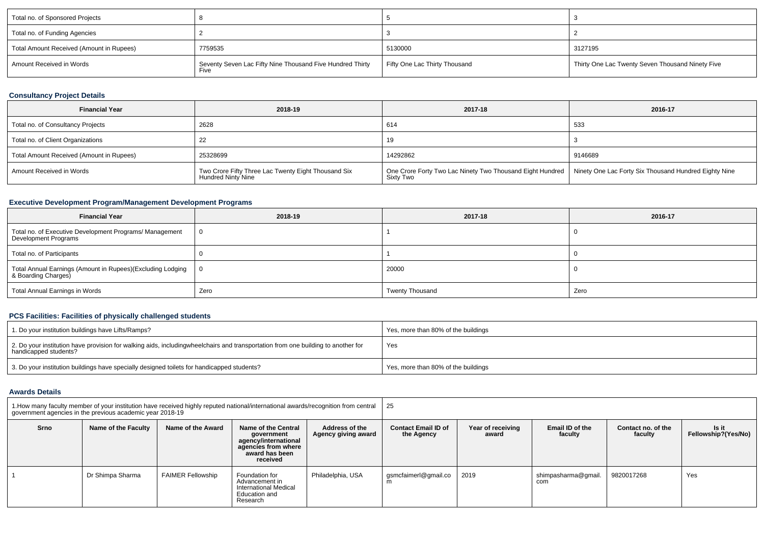| | | | |
|---|---|---|---|
| Total no. of Sponsored Projects | 8 | 5 | 3 |
| Total no. of Funding Agencies | 2 | 3 | 2 |
| Total Amount Received (Amount in Rupees) | 7759535 | 5130000 | 3127195 |
| Amount Received in Words | Seventy Seven Lac Fifty Nine Thousand Five Hundred Thirty Five | Fifty One Lac Thirty Thousand | Thirty One Lac Twenty Seven Thousand Ninety Five |

### Consultancy Project Details

| Financial Year | 2018-19 | 2017-18 | 2016-17 |
|---|---|---|---|
| Total no. of Consultancy Projects | 2628 | 614 | 533 |
| Total no. of Client Organizations | 22 | 19 | 3 |
| Total Amount Received (Amount in Rupees) | 25328699 | 14292862 | 9146689 |
| Amount Received in Words | Two Crore Fifty Three Lac Twenty Eight Thousand Six Hundred Ninty Nine | One Crore Forty Two Lac Ninety Two Thousand Eight Hundred Sixty Two | Ninety One Lac Forty Six Thousand Hundred Eighty Nine |

### Executive Development Program/Management Development Programs

| Financial Year | 2018-19 | 2017-18 | 2016-17 |
|---|---|---|---|
| Total no. of Executive Development Programs/ Management Development Programs | 0 | 1 | 0 |
| Total no. of Participants | 0 | 1 | 0 |
| Total Annual Earnings (Amount in Rupees)(Excluding Lodging & Boarding Charges) | 0 | 20000 | 0 |
| Total Annual Earnings in Words | Zero | Twenty Thousand | Zero |

### PCS Facilities: Facilities of physically challenged students

| | |
|---|---|
| 1. Do your institution buildings have Lifts/Ramps? | Yes, more than 80% of the buildings |
| 2. Do your institution have provision for walking aids, includingwheelchairs and transportation from one building to another for handicapped students? | Yes |
| 3. Do your institution buildings have specially designed toilets for handicapped students? | Yes, more than 80% of the buildings |

### Awards Details

| 1.How many faculty member of your institution have received highly reputed national/international awards/recognition from central government agencies in the previous academic year 2018-19 | | | | | 25 | | | | |
|---|---|---|---|---|---|---|---|---|---|
| Srno | Name of the Faculty | Name of the Award | Name of the Central government agency/international agencies from where award has been received | Address of the Agency giving award | Contact Email ID of the Agency | Year of receiving award | Email ID of the faculty | Contact no. of the faculty | Is it Fellowship?(Yes/No) |
| 1 | Dr Shimpa Sharma | FAIMER Fellowship | Foundation for Advancement in International Medical Education and Research | Philadelphia, USA | gsmcfaimerl@gmail.com | 2019 | shimpasharma@gmail.com | 9820017268 | Yes |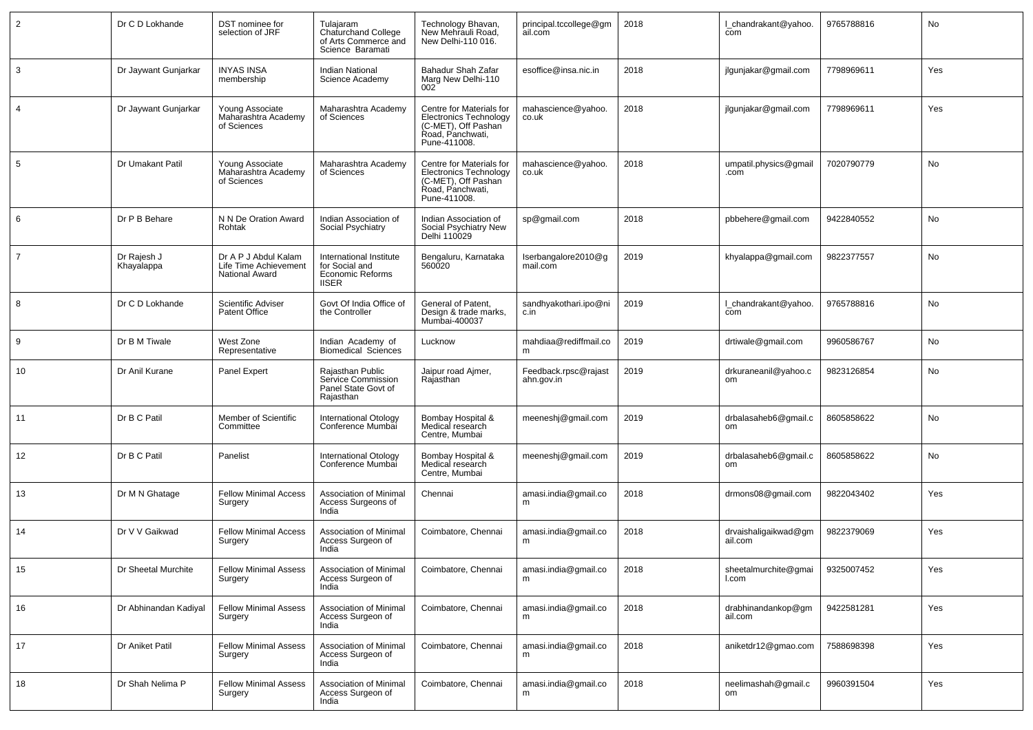| 2 | Dr C D Lokhande | DST nominee for selection of JRF | Tulajaram Chaturchand College of Arts Commerce and Science Baramati | Technology Bhavan, New Mehrauli Road, New Delhi-110 016. | principal.tccollege@gmail.com | 2018 | l_chandrakant@yahoo.com | 9765788816 | No |
|---|---|---|---|---|---|---|---|---|---|
| 3 | Dr Jaywant Gunjarkar | INYAS INSA membership | Indian National Science Academy | Bahadur Shah Zafar Marg New Delhi-110 002 | esoffice@insa.nic.in | 2018 | jlgunjakar@gmail.com | 7798969611 | Yes |
| 4 | Dr Jaywant Gunjarkar | Young Associate Maharashtra Academy of Sciences | Maharashtra Academy of Sciences | Centre for Materials for Electronics Technology (C-MET), Off Pashan Road, Panchwati, Pune-411008. | mahascience@yahoo.co.uk | 2018 | jlgunjakar@gmail.com | 7798969611 | Yes |
| 5 | Dr Umakant Patil | Young Associate Maharashtra Academy of Sciences | Maharashtra Academy of Sciences | Centre for Materials for Electronics Technology (C-MET), Off Pashan Road, Panchwati, Pune-411008. | mahascience@yahoo.co.uk | 2018 | umpatil.physics@gmail.com | 7020790779 | No |
| 6 | Dr P B Behare | N N De Oration Award Rohtak | Indian Association of Social Psychiatry | Indian Association of Social Psychiatry New Delhi 110029 | sp@gmail.com | 2018 | pbbehere@gmail.com | 9422840552 | No |
| 7 | Dr Rajesh J Khayalappa | Dr A P J Abdul Kalam Life Time Achievement National Award | International Institute for Social and Economic Reforms IISER | Bengaluru, Karnataka 560020 | Iserbangalore2010@gmail.com | 2019 | khyalappa@gmail.com | 9822377557 | No |
| 8 | Dr C D Lokhande | Scientific Adviser Patent Office | Govt Of India Office of the Controller | General of Patent, Design & trade marks, Mumbai-400037 | sandhyakothari.ipo@nic.in | 2019 | l_chandrakant@yahoo.com | 9765788816 | No |
| 9 | Dr B M Tiwale | West Zone Representative | Indian Academy of Biomedical Sciences | Lucknow | mahdiaa@rediffmail.com | 2019 | drtiwale@gmail.com | 9960586767 | No |
| 10 | Dr Anil Kurane | Panel Expert | Rajasthan Public Service Commission Panel State Govt of Rajasthan | Jaipur road Ajmer, Rajasthan | Feedback.rpsc@rajasthan.gov.in | 2019 | drkuraneanil@yahoo.com | 9823126854 | No |
| 11 | Dr B C Patil | Member of Scientific Committee | International Otology Conference Mumbai | Bombay Hospital & Medical research Centre, Mumbai | meeneshj@gmail.com | 2019 | drbalasaheb6@gmail.com | 8605858622 | No |
| 12 | Dr B C Patil | Panelist | International Otology Conference Mumbai | Bombay Hospital & Medical research Centre, Mumbai | meeneshj@gmail.com | 2019 | drbalasaheb6@gmail.com | 8605858622 | No |
| 13 | Dr M N Ghatage | Fellow Minimal Access Surgery | Association of Minimal Access Surgeons of India | Chennai | amasi.india@gmail.com | 2018 | drmons08@gmail.com | 9822043402 | Yes |
| 14 | Dr V V Gaikwad | Fellow Minimal Access Surgery | Association of Minimal Access Surgeon of India | Coimbatore, Chennai | amasi.india@gmail.com | 2018 | drvaishaligaikwad@gmail.com | 9822379069 | Yes |
| 15 | Dr Sheetal Murchite | Fellow Minimal Assess Surgery | Association of Minimal Access Surgeon of India | Coimbatore, Chennai | amasi.india@gmail.com | 2018 | sheetalmurchite@gmail.com | 9325007452 | Yes |
| 16 | Dr Abhinandan Kadiyal | Fellow Minimal Assess Surgery | Association of Minimal Access Surgeon of India | Coimbatore, Chennai | amasi.india@gmail.com | 2018 | drabhinandankop@gmail.com | 9422581281 | Yes |
| 17 | Dr Aniket Patil | Fellow Minimal Assess Surgery | Association of Minimal Access Surgeon of India | Coimbatore, Chennai | amasi.india@gmail.com | 2018 | aniketdr12@gmao.com | 7588698398 | Yes |
| 18 | Dr Shah Nelima P | Fellow Minimal Assess Surgery | Association of Minimal Access Surgeon of India | Coimbatore, Chennai | amasi.india@gmail.com | 2018 | neelimashah@gmail.com | 9960391504 | Yes |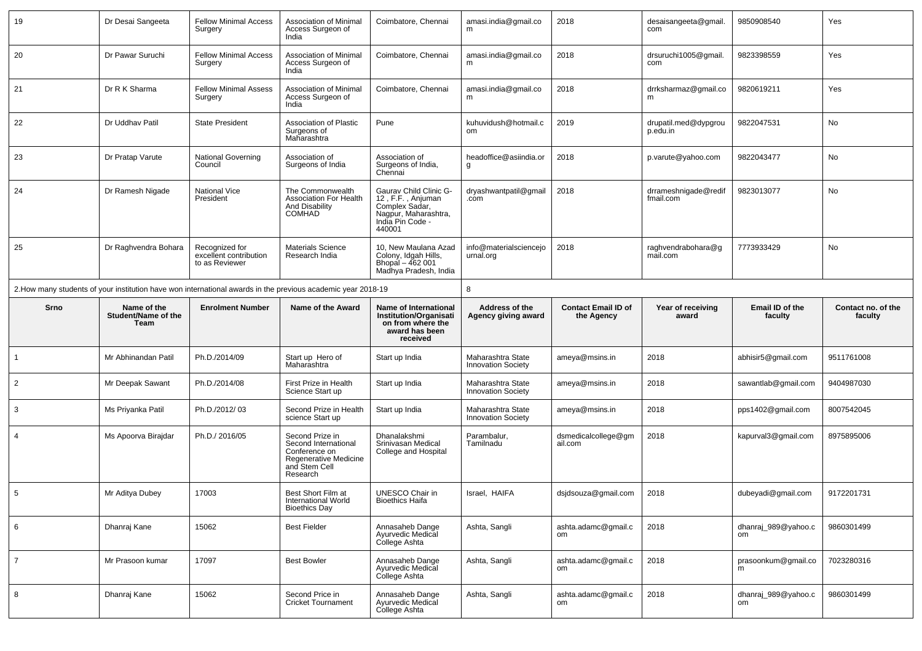| 19 | Dr Desai Sangeeta | Fellow Minimal Access Surgery | Association of Minimal Access Surgeon of India | Coimbatore, Chennai | amasi.india@gmail.com | 2018 | desaisangeeta@gmail.com | 9850908540 | Yes |
|---|---|---|---|---|---|---|---|---|---|
| 20 | Dr Pawar Suruchi | Fellow Minimal Access Surgery | Association of Minimal Access Surgeon of India | Coimbatore, Chennai | amasi.india@gmail.com | 2018 | drsuruchi1005@gmail.com | 9823398559 | Yes |
| 21 | Dr R K Sharma | Fellow Minimal Assess Surgery | Association of Minimal Access Surgeon of India | Coimbatore, Chennai | amasi.india@gmail.com | 2018 | drrksharmaz@gmail.com | 9820619211 | Yes |
| 22 | Dr Uddhav Patil | State President | Association of Plastic Surgeons of Maharashtra | Pune | kuhuvidush@hotmail.com | 2019 | drupatil.med@dypgroup.edu.in | 9822047531 | No |
| 23 | Dr Pratap Varute | National Governing Council | Association of Surgeons of India | Association of Surgeons of India, Chennai | headoffice@asiindia.org | 2018 | p.varute@yahoo.com | 9822043477 | No |
| 24 | Dr Ramesh Nigade | National Vice President | The Commonwealth Association For Health And Disability COMHAD | Gaurav Child Clinic G-12 , F.F. , Anjuman Complex Sadar, Nagpur, Maharashtra, India Pin Code - 440001 | dryashwantpatil@gmail.com | 2018 | drrameshnigade@rediffmail.com | 9823013077 | No |
| 25 | Dr Raghvendra Bohara | Recognized for excellent contribution to as Reviewer | Materials Science Research India | 10, New Maulana Azad Colony, Idgah Hills, Bhopal – 462 001 Madhya Pradesh, India | info@materialsciencejournal.org | 2018 | raghvendrabohara@gmail.com | 7773933429 | No |

2.How many students of your institution have won international awards in the previous academic year 2018-19 | 8

| Srno | Name of the Student/Name of the Team | Enrolment Number | Name of the Award | Name of International Institution/Organisation from where the award has been received | Address of the Agency giving award | Contact Email ID of the Agency | Year of receiving award | Email ID of the faculty | Contact no. of the faculty |
|---|---|---|---|---|---|---|---|---|---|
| 1 | Mr Abhinandan Patil | Ph.D./2014/09 | Start up Hero of Maharashtra | Start up India | Maharashtra State Innovation Society | ameya@msins.in | 2018 | abhisir5@gmail.com | 9511761008 |
| 2 | Mr Deepak Sawant | Ph.D./2014/08 | First Prize in Health Science Start up | Start up India | Maharashtra State Innovation Society | ameya@msins.in | 2018 | sawantlab@gmail.com | 9404987030 |
| 3 | Ms Priyanka Patil | Ph.D./2012/ 03 | Second Prize in Health science Start up | Start up India | Maharashtra State Innovation Society | ameya@msins.in | 2018 | pps1402@gmail.com | 8007542045 |
| 4 | Ms Apoorva Birajdar | Ph.D./ 2016/05 | Second Prize in Second International Conference on Regenerative Medicine and Stem Cell Research | Dhanalakshmi Srinivasan Medical College and Hospital | Parambalur, Tamilnadu | dsmedicalcollege@gmail.com | 2018 | kapurval3@gmail.com | 8975895006 |
| 5 | Mr Aditya Dubey | 17003 | Best Short Film at International World Bioethics Day | UNESCO Chair in Bioethics Haifa | Israel, HAIFA | dsjdsouza@gmail.com | 2018 | dubeyadi@gmail.com | 9172201731 |
| 6 | Dhanraj Kane | 15062 | Best Fielder | Annasaheb Dange Ayurvedic Medical College Ashta | Ashta, Sangli | ashta.adamc@gmail.com | 2018 | dhanraj_989@yahoo.com | 9860301499 |
| 7 | Mr Prasoon kumar | 17097 | Best Bowler | Annasaheb Dange Ayurvedic Medical College Ashta | Ashta, Sangli | ashta.adamc@gmail.com | 2018 | prasoonkum@gmail.com | 7023280316 |
| 8 | Dhanraj Kane | 15062 | Second Price in Cricket Tournament | Annasaheb Dange Ayurvedic Medical College Ashta | Ashta, Sangli | ashta.adamc@gmail.com | 2018 | dhanraj_989@yahoo.com | 9860301499 |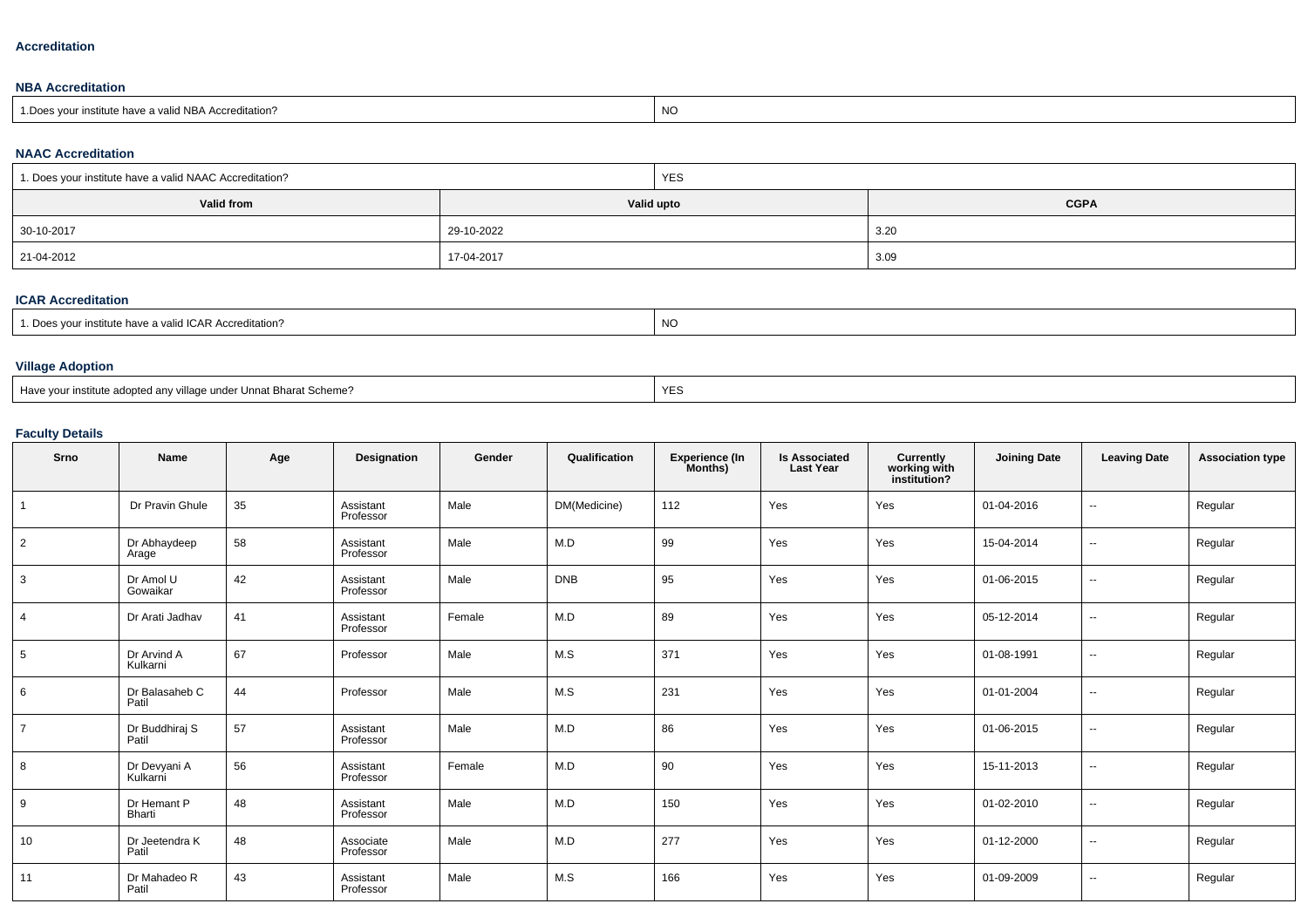## Accreditation

### NBA Accreditation

| 1.Does your institute have a valid NBA Accreditation? | NO |
|---|---|

### NAAC Accreditation

| 1. Does your institute have a valid NAAC Accreditation? | YES | |
|---|---|---|
| **Valid from** | **Valid upto** | **CGPA** |
| 30-10-2017 | 29-10-2022 | 3.20 |
| 21-04-2012 | 17-04-2017 | 3.09 |

### ICAR Accreditation

| 1. Does your institute have a valid ICAR Accreditation? | NO |
|---|---|

### Village Adoption

| Have your institute adopted any village under Unnat Bharat Scheme? | YES |
|---|---|

### Faculty Details

| Srno | Name | Age | Designation | Gender | Qualification | Experience (In Months) | Is Associated Last Year | Currently working with institution? | Joining Date | Leaving Date | Association type |
|---|---|---|---|---|---|---|---|---|---|---|---|
| 1 | Dr Pravin Ghule | 35 | Assistant Professor | Male | DM(Medicine) | 112 | Yes | Yes | 01-04-2016 | -- | Regular |
| 2 | Dr Abhaydeep Arage | 58 | Assistant Professor | Male | M.D | 99 | Yes | Yes | 15-04-2014 | -- | Regular |
| 3 | Dr Amol U Gowaikar | 42 | Assistant Professor | Male | DNB | 95 | Yes | Yes | 01-06-2015 | -- | Regular |
| 4 | Dr Arati Jadhav | 41 | Assistant Professor | Female | M.D | 89 | Yes | Yes | 05-12-2014 | -- | Regular |
| 5 | Dr Arvind A Kulkarni | 67 | Professor | Male | M.S | 371 | Yes | Yes | 01-08-1991 | -- | Regular |
| 6 | Dr Balasaheb C Patil | 44 | Professor | Male | M.S | 231 | Yes | Yes | 01-01-2004 | -- | Regular |
| 7 | Dr Buddhiraj S Patil | 57 | Assistant Professor | Male | M.D | 86 | Yes | Yes | 01-06-2015 | -- | Regular |
| 8 | Dr Devyani A Kulkarni | 56 | Assistant Professor | Female | M.D | 90 | Yes | Yes | 15-11-2013 | -- | Regular |
| 9 | Dr Hemant P Bharti | 48 | Assistant Professor | Male | M.D | 150 | Yes | Yes | 01-02-2010 | -- | Regular |
| 10 | Dr Jeetendra K Patil | 48 | Associate Professor | Male | M.D | 277 | Yes | Yes | 01-12-2000 | -- | Regular |
| 11 | Dr Mahadeo R Patil | 43 | Assistant Professor | Male | M.S | 166 | Yes | Yes | 01-09-2009 | -- | Regular |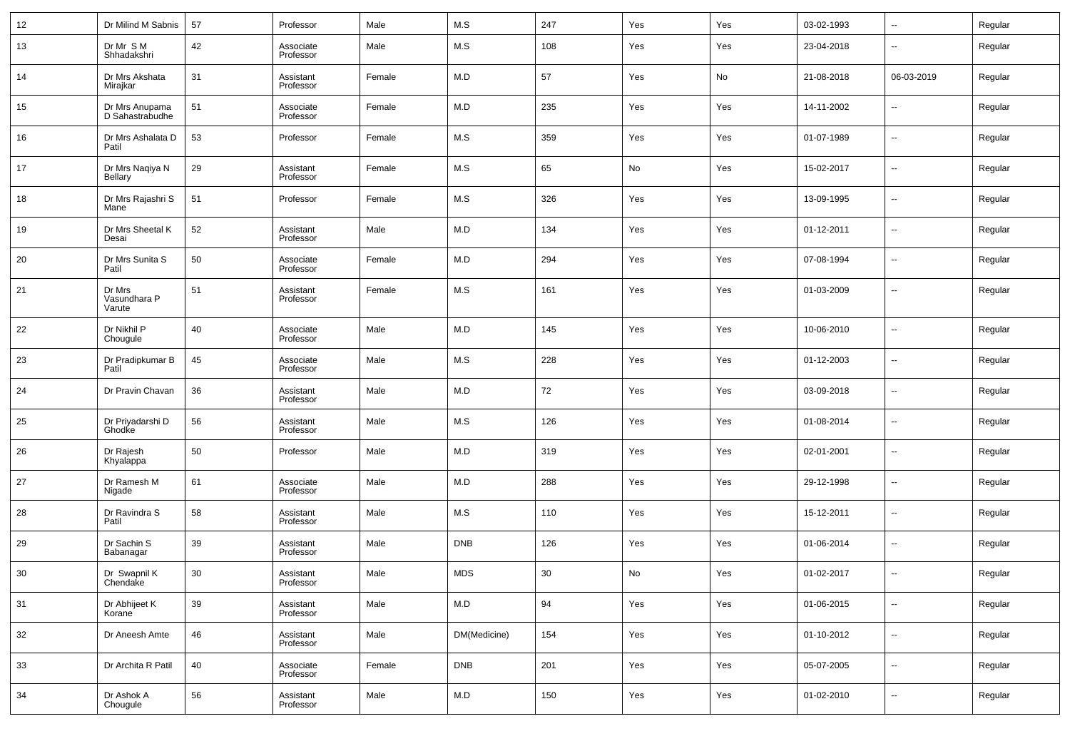| | | | | | | | | | | | |
|---|---|---|---|---|---|---|---|---|---|---|---|
| 12 | Dr Milind M Sabnis | 57 | Professor | Male | M.S | 247 | Yes | Yes | 03-02-1993 | -- | Regular |
| 13 | Dr Mr S M Shhadakshri | 42 | Associate Professor | Male | M.S | 108 | Yes | Yes | 23-04-2018 | -- | Regular |
| 14 | Dr Mrs Akshata Mirajkar | 31 | Assistant Professor | Female | M.D | 57 | Yes | No | 21-08-2018 | 06-03-2019 | Regular |
| 15 | Dr Mrs Anupama D Sahastrabudhe | 51 | Associate Professor | Female | M.D | 235 | Yes | Yes | 14-11-2002 | -- | Regular |
| 16 | Dr Mrs Ashalata D Patil | 53 | Professor | Female | M.S | 359 | Yes | Yes | 01-07-1989 | -- | Regular |
| 17 | Dr Mrs Naqiya N Bellary | 29 | Assistant Professor | Female | M.S | 65 | No | Yes | 15-02-2017 | -- | Regular |
| 18 | Dr Mrs Rajashri S Mane | 51 | Professor | Female | M.S | 326 | Yes | Yes | 13-09-1995 | -- | Regular |
| 19 | Dr Mrs Sheetal K Desai | 52 | Assistant Professor | Male | M.D | 134 | Yes | Yes | 01-12-2011 | -- | Regular |
| 20 | Dr Mrs Sunita S Patil | 50 | Associate Professor | Female | M.D | 294 | Yes | Yes | 07-08-1994 | -- | Regular |
| 21 | Dr Mrs Vasundhara P Varute | 51 | Assistant Professor | Female | M.S | 161 | Yes | Yes | 01-03-2009 | -- | Regular |
| 22 | Dr Nikhil P Chougule | 40 | Associate Professor | Male | M.D | 145 | Yes | Yes | 10-06-2010 | -- | Regular |
| 23 | Dr Pradipkumar B Patil | 45 | Associate Professor | Male | M.S | 228 | Yes | Yes | 01-12-2003 | -- | Regular |
| 24 | Dr Pravin Chavan | 36 | Assistant Professor | Male | M.D | 72 | Yes | Yes | 03-09-2018 | -- | Regular |
| 25 | Dr Priyadarshi D Ghodke | 56 | Assistant Professor | Male | M.S | 126 | Yes | Yes | 01-08-2014 | -- | Regular |
| 26 | Dr Rajesh Khyalappa | 50 | Professor | Male | M.D | 319 | Yes | Yes | 02-01-2001 | -- | Regular |
| 27 | Dr Ramesh M Nigade | 61 | Associate Professor | Male | M.D | 288 | Yes | Yes | 29-12-1998 | -- | Regular |
| 28 | Dr Ravindra S Patil | 58 | Assistant Professor | Male | M.S | 110 | Yes | Yes | 15-12-2011 | -- | Regular |
| 29 | Dr Sachin S Babanagar | 39 | Assistant Professor | Male | DNB | 126 | Yes | Yes | 01-06-2014 | -- | Regular |
| 30 | Dr Swapnil K Chendake | 30 | Assistant Professor | Male | MDS | 30 | No | Yes | 01-02-2017 | -- | Regular |
| 31 | Dr Abhijeet K Korane | 39 | Assistant Professor | Male | M.D | 94 | Yes | Yes | 01-06-2015 | -- | Regular |
| 32 | Dr Aneesh Amte | 46 | Assistant Professor | Male | DM(Medicine) | 154 | Yes | Yes | 01-10-2012 | -- | Regular |
| 33 | Dr Archita R Patil | 40 | Associate Professor | Female | DNB | 201 | Yes | Yes | 05-07-2005 | -- | Regular |
| 34 | Dr Ashok A Chougule | 56 | Assistant Professor | Male | M.D | 150 | Yes | Yes | 01-02-2010 | -- | Regular |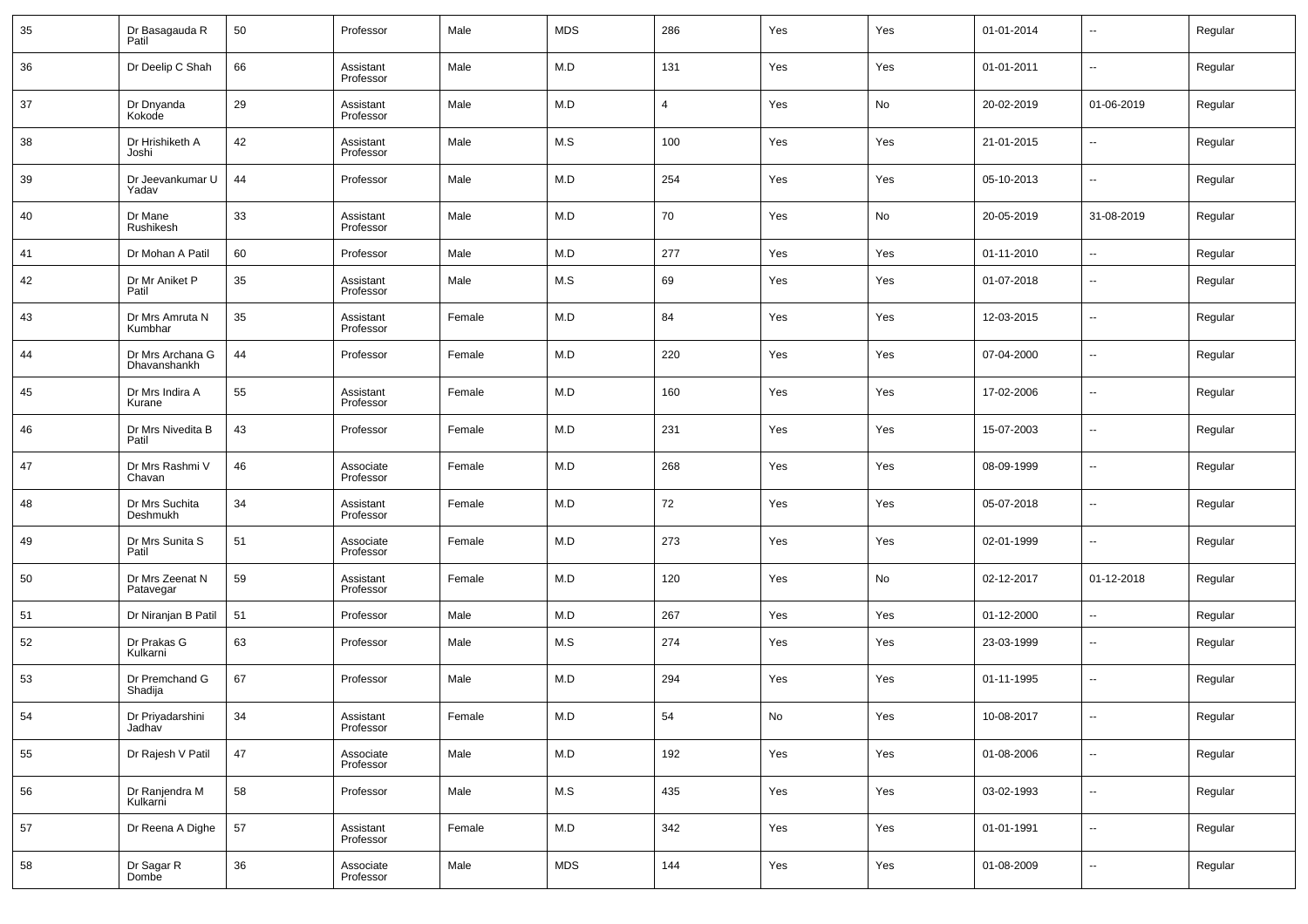| 35 | Dr Basagauda R Patil | 50 | Professor | Male | MDS | 286 | Yes | Yes | 01-01-2014 | -- | Regular |
|---|---|---|---|---|---|---|---|---|---|---|---|
| 36 | Dr Deelip C Shah | 66 | Assistant Professor | Male | M.D | 131 | Yes | Yes | 01-01-2011 | -- | Regular |
| 37 | Dr Dnyanda Kokode | 29 | Assistant Professor | Male | M.D | 4 | Yes | No | 20-02-2019 | 01-06-2019 | Regular |
| 38 | Dr Hrishiketh A Joshi | 42 | Assistant Professor | Male | M.S | 100 | Yes | Yes | 21-01-2015 | -- | Regular |
| 39 | Dr Jeevankumar U Yadav | 44 | Professor | Male | M.D | 254 | Yes | Yes | 05-10-2013 | -- | Regular |
| 40 | Dr Mane Rushikesh | 33 | Assistant Professor | Male | M.D | 70 | Yes | No | 20-05-2019 | 31-08-2019 | Regular |
| 41 | Dr Mohan A Patil | 60 | Professor | Male | M.D | 277 | Yes | Yes | 01-11-2010 | -- | Regular |
| 42 | Dr Mr Aniket P Patil | 35 | Assistant Professor | Male | M.S | 69 | Yes | Yes | 01-07-2018 | -- | Regular |
| 43 | Dr Mrs Amruta N Kumbhar | 35 | Assistant Professor | Female | M.D | 84 | Yes | Yes | 12-03-2015 | -- | Regular |
| 44 | Dr Mrs Archana G Dhavanshankh | 44 | Professor | Female | M.D | 220 | Yes | Yes | 07-04-2000 | -- | Regular |
| 45 | Dr Mrs Indira A Kurane | 55 | Assistant Professor | Female | M.D | 160 | Yes | Yes | 17-02-2006 | -- | Regular |
| 46 | Dr Mrs Nivedita B Patil | 43 | Professor | Female | M.D | 231 | Yes | Yes | 15-07-2003 | -- | Regular |
| 47 | Dr Mrs Rashmi V Chavan | 46 | Associate Professor | Female | M.D | 268 | Yes | Yes | 08-09-1999 | -- | Regular |
| 48 | Dr Mrs Suchita Deshmukh | 34 | Assistant Professor | Female | M.D | 72 | Yes | Yes | 05-07-2018 | -- | Regular |
| 49 | Dr Mrs Sunita S Patil | 51 | Associate Professor | Female | M.D | 273 | Yes | Yes | 02-01-1999 | -- | Regular |
| 50 | Dr Mrs Zeenat N Patavegar | 59 | Assistant Professor | Female | M.D | 120 | Yes | No | 02-12-2017 | 01-12-2018 | Regular |
| 51 | Dr Niranjan B Patil | 51 | Professor | Male | M.D | 267 | Yes | Yes | 01-12-2000 | -- | Regular |
| 52 | Dr Prakas G Kulkarni | 63 | Professor | Male | M.S | 274 | Yes | Yes | 23-03-1999 | -- | Regular |
| 53 | Dr Premchand G Shadija | 67 | Professor | Male | M.D | 294 | Yes | Yes | 01-11-1995 | -- | Regular |
| 54 | Dr Priyadarshini Jadhav | 34 | Assistant Professor | Female | M.D | 54 | No | Yes | 10-08-2017 | -- | Regular |
| 55 | Dr Rajesh V Patil | 47 | Associate Professor | Male | M.D | 192 | Yes | Yes | 01-08-2006 | -- | Regular |
| 56 | Dr Ranjendra M Kulkarni | 58 | Professor | Male | M.S | 435 | Yes | Yes | 03-02-1993 | -- | Regular |
| 57 | Dr Reena A Dighe | 57 | Assistant Professor | Female | M.D | 342 | Yes | Yes | 01-01-1991 | -- | Regular |
| 58 | Dr Sagar R Dombe | 36 | Associate Professor | Male | MDS | 144 | Yes | Yes | 01-08-2009 | -- | Regular |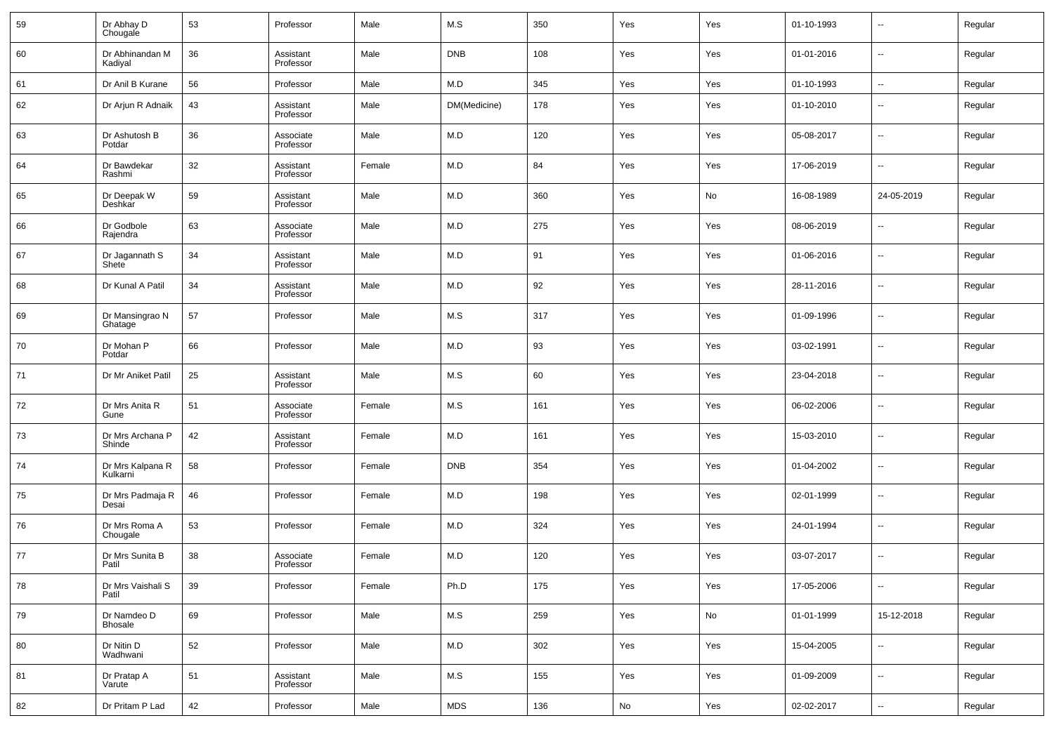| 59 | Dr Abhay D Chougale | 53 | Professor | Male | M.S | 350 | Yes | Yes | 01-10-1993 | -- | Regular |
|---|---|---|---|---|---|---|---|---|---|---|---|
| 60 | Dr Abhinandan M Kadiyal | 36 | Assistant Professor | Male | DNB | 108 | Yes | Yes | 01-01-2016 | -- | Regular |
| 61 | Dr Anil B Kurane | 56 | Professor | Male | M.D | 345 | Yes | Yes | 01-10-1993 | -- | Regular |
| 62 | Dr Arjun R Adnaik | 43 | Assistant Professor | Male | DM(Medicine) | 178 | Yes | Yes | 01-10-2010 | -- | Regular |
| 63 | Dr Ashutosh B Potdar | 36 | Associate Professor | Male | M.D | 120 | Yes | Yes | 05-08-2017 | -- | Regular |
| 64 | Dr Bawdekar Rashmi | 32 | Assistant Professor | Female | M.D | 84 | Yes | Yes | 17-06-2019 | -- | Regular |
| 65 | Dr Deepak W Deshkar | 59 | Assistant Professor | Male | M.D | 360 | Yes | No | 16-08-1989 | 24-05-2019 | Regular |
| 66 | Dr Godbole Rajendra | 63 | Associate Professor | Male | M.D | 275 | Yes | Yes | 08-06-2019 | -- | Regular |
| 67 | Dr Jagannath S Shete | 34 | Assistant Professor | Male | M.D | 91 | Yes | Yes | 01-06-2016 | -- | Regular |
| 68 | Dr Kunal A Patil | 34 | Assistant Professor | Male | M.D | 92 | Yes | Yes | 28-11-2016 | -- | Regular |
| 69 | Dr Mansingrao N Ghatage | 57 | Professor | Male | M.S | 317 | Yes | Yes | 01-09-1996 | -- | Regular |
| 70 | Dr Mohan P Potdar | 66 | Professor | Male | M.D | 93 | Yes | Yes | 03-02-1991 | -- | Regular |
| 71 | Dr Mr Aniket Patil | 25 | Assistant Professor | Male | M.S | 60 | Yes | Yes | 23-04-2018 | -- | Regular |
| 72 | Dr Mrs Anita R Gune | 51 | Associate Professor | Female | M.S | 161 | Yes | Yes | 06-02-2006 | -- | Regular |
| 73 | Dr Mrs Archana P Shinde | 42 | Assistant Professor | Female | M.D | 161 | Yes | Yes | 15-03-2010 | -- | Regular |
| 74 | Dr Mrs Kalpana R Kulkarni | 58 | Professor | Female | DNB | 354 | Yes | Yes | 01-04-2002 | -- | Regular |
| 75 | Dr Mrs Padmaja R Desai | 46 | Professor | Female | M.D | 198 | Yes | Yes | 02-01-1999 | -- | Regular |
| 76 | Dr Mrs Roma A Chougale | 53 | Professor | Female | M.D | 324 | Yes | Yes | 24-01-1994 | -- | Regular |
| 77 | Dr Mrs Sunita B Patil | 38 | Associate Professor | Female | M.D | 120 | Yes | Yes | 03-07-2017 | -- | Regular |
| 78 | Dr Mrs Vaishali S Patil | 39 | Professor | Female | Ph.D | 175 | Yes | Yes | 17-05-2006 | -- | Regular |
| 79 | Dr Namdeo D Bhosale | 69 | Professor | Male | M.S | 259 | Yes | No | 01-01-1999 | 15-12-2018 | Regular |
| 80 | Dr Nitin D Wadhwani | 52 | Professor | Male | M.D | 302 | Yes | Yes | 15-04-2005 | -- | Regular |
| 81 | Dr Pratap A Varute | 51 | Assistant Professor | Male | M.S | 155 | Yes | Yes | 01-09-2009 | -- | Regular |
| 82 | Dr Pritam P Lad | 42 | Professor | Male | MDS | 136 | No | Yes | 02-02-2017 | -- | Regular |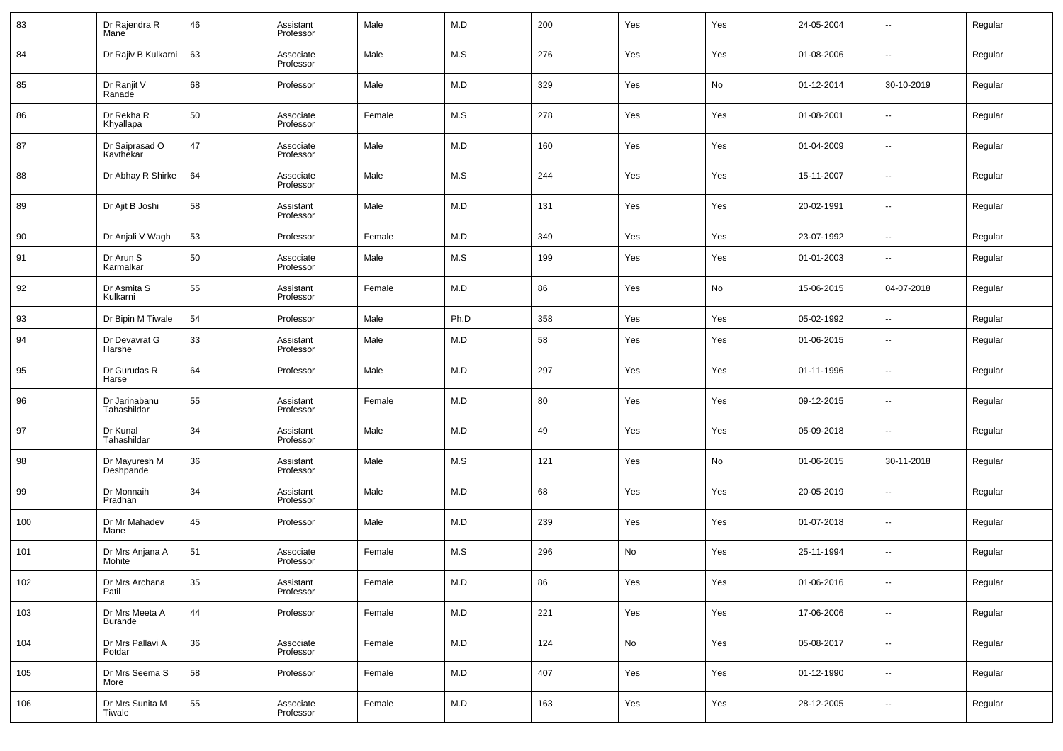| 83 | Dr Rajendra R Mane | 46 | Assistant Professor | Male | M.D | 200 | Yes | Yes | 24-05-2004 | -- | Regular |
|---|---|---|---|---|---|---|---|---|---|---|---|
| 84 | Dr Rajiv B Kulkarni | 63 | Associate Professor | Male | M.S | 276 | Yes | Yes | 01-08-2006 | -- | Regular |
| 85 | Dr Ranjit V Ranade | 68 | Professor | Male | M.D | 329 | Yes | No | 01-12-2014 | 30-10-2019 | Regular |
| 86 | Dr Rekha R Khyallapa | 50 | Associate Professor | Female | M.S | 278 | Yes | Yes | 01-08-2001 | -- | Regular |
| 87 | Dr Saiprasad O Kavthekar | 47 | Associate Professor | Male | M.D | 160 | Yes | Yes | 01-04-2009 | -- | Regular |
| 88 | Dr Abhay R Shirke | 64 | Associate Professor | Male | M.S | 244 | Yes | Yes | 15-11-2007 | -- | Regular |
| 89 | Dr Ajit B Joshi | 58 | Assistant Professor | Male | M.D | 131 | Yes | Yes | 20-02-1991 | -- | Regular |
| 90 | Dr Anjali V Wagh | 53 | Professor | Female | M.D | 349 | Yes | Yes | 23-07-1992 | -- | Regular |
| 91 | Dr Arun S Karmalkar | 50 | Associate Professor | Male | M.S | 199 | Yes | Yes | 01-01-2003 | -- | Regular |
| 92 | Dr Asmita S Kulkarni | 55 | Assistant Professor | Female | M.D | 86 | Yes | No | 15-06-2015 | 04-07-2018 | Regular |
| 93 | Dr Bipin M Tiwale | 54 | Professor | Male | Ph.D | 358 | Yes | Yes | 05-02-1992 | -- | Regular |
| 94 | Dr Devavrat G Harshe | 33 | Assistant Professor | Male | M.D | 58 | Yes | Yes | 01-06-2015 | -- | Regular |
| 95 | Dr Gurudas R Harse | 64 | Professor | Male | M.D | 297 | Yes | Yes | 01-11-1996 | -- | Regular |
| 96 | Dr Jarinabanu Tahashildar | 55 | Assistant Professor | Female | M.D | 80 | Yes | Yes | 09-12-2015 | -- | Regular |
| 97 | Dr Kunal Tahashildar | 34 | Assistant Professor | Male | M.D | 49 | Yes | Yes | 05-09-2018 | -- | Regular |
| 98 | Dr Mayuresh M Deshpande | 36 | Assistant Professor | Male | M.S | 121 | Yes | No | 01-06-2015 | 30-11-2018 | Regular |
| 99 | Dr Monnaih Pradhan | 34 | Assistant Professor | Male | M.D | 68 | Yes | Yes | 20-05-2019 | -- | Regular |
| 100 | Dr Mr Mahadev Mane | 45 | Professor | Male | M.D | 239 | Yes | Yes | 01-07-2018 | -- | Regular |
| 101 | Dr Mrs Anjana A Mohite | 51 | Associate Professor | Female | M.S | 296 | No | Yes | 25-11-1994 | -- | Regular |
| 102 | Dr Mrs Archana Patil | 35 | Assistant Professor | Female | M.D | 86 | Yes | Yes | 01-06-2016 | -- | Regular |
| 103 | Dr Mrs Meeta A Burande | 44 | Professor | Female | M.D | 221 | Yes | Yes | 17-06-2006 | -- | Regular |
| 104 | Dr Mrs Pallavi A Potdar | 36 | Associate Professor | Female | M.D | 124 | No | Yes | 05-08-2017 | -- | Regular |
| 105 | Dr Mrs Seema S More | 58 | Professor | Female | M.D | 407 | Yes | Yes | 01-12-1990 | -- | Regular |
| 106 | Dr Mrs Sunita M Tiwale | 55 | Associate Professor | Female | M.D | 163 | Yes | Yes | 28-12-2005 | -- | Regular |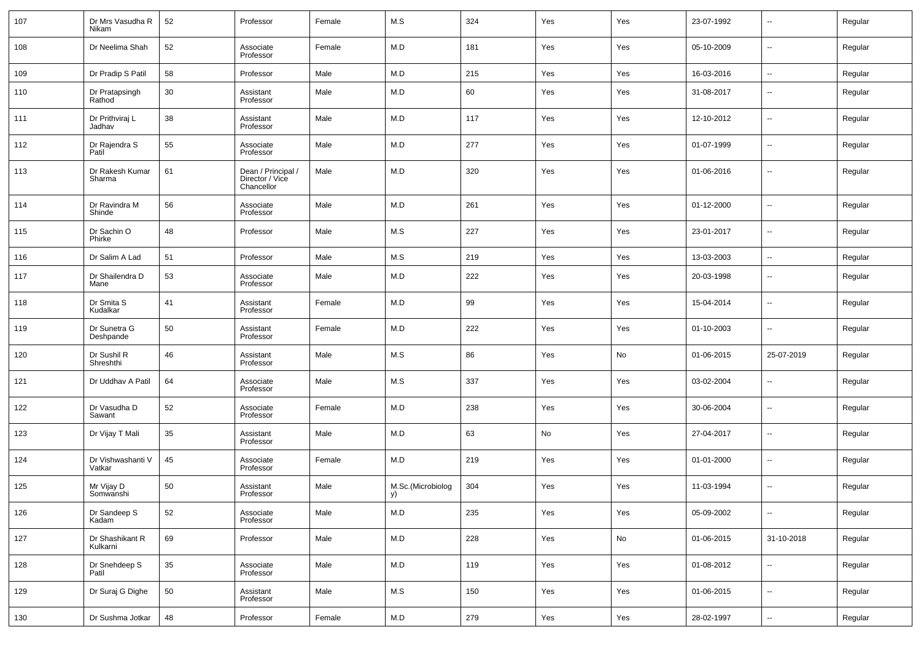| 107 | Dr Mrs Vasudha R Nikam | 52 | Professor | Female | M.S | 324 | Yes | Yes | 23-07-1992 | -- | Regular |
|---|---|---|---|---|---|---|---|---|---|---|---|
| 108 | Dr Neelima Shah | 52 | Associate Professor | Female | M.D | 181 | Yes | Yes | 05-10-2009 | -- | Regular |
| 109 | Dr Pradip S Patil | 58 | Professor | Male | M.D | 215 | Yes | Yes | 16-03-2016 | -- | Regular |
| 110 | Dr Pratapsingh Rathod | 30 | Assistant Professor | Male | M.D | 60 | Yes | Yes | 31-08-2017 | -- | Regular |
| 111 | Dr Prithviraj L Jadhav | 38 | Assistant Professor | Male | M.D | 117 | Yes | Yes | 12-10-2012 | -- | Regular |
| 112 | Dr Rajendra S Patil | 55 | Associate Professor | Male | M.D | 277 | Yes | Yes | 01-07-1999 | -- | Regular |
| 113 | Dr Rakesh Kumar Sharma | 61 | Dean / Principal / Director / Vice Chancellor | Male | M.D | 320 | Yes | Yes | 01-06-2016 | -- | Regular |
| 114 | Dr Ravindra M Shinde | 56 | Associate Professor | Male | M.D | 261 | Yes | Yes | 01-12-2000 | -- | Regular |
| 115 | Dr Sachin O Phirke | 48 | Professor | Male | M.S | 227 | Yes | Yes | 23-01-2017 | -- | Regular |
| 116 | Dr Salim A Lad | 51 | Professor | Male | M.S | 219 | Yes | Yes | 13-03-2003 | -- | Regular |
| 117 | Dr Shailendra D Mane | 53 | Associate Professor | Male | M.D | 222 | Yes | Yes | 20-03-1998 | -- | Regular |
| 118 | Dr Smita S Kudalkar | 41 | Assistant Professor | Female | M.D | 99 | Yes | Yes | 15-04-2014 | -- | Regular |
| 119 | Dr Sunetra G Deshpande | 50 | Assistant Professor | Female | M.D | 222 | Yes | Yes | 01-10-2003 | -- | Regular |
| 120 | Dr Sushil R Shreshthi | 46 | Assistant Professor | Male | M.S | 86 | Yes | No | 01-06-2015 | 25-07-2019 | Regular |
| 121 | Dr Uddhav A Patil | 64 | Associate Professor | Male | M.S | 337 | Yes | Yes | 03-02-2004 | -- | Regular |
| 122 | Dr Vasudha D Sawant | 52 | Associate Professor | Female | M.D | 238 | Yes | Yes | 30-06-2004 | -- | Regular |
| 123 | Dr Vijay T Mali | 35 | Assistant Professor | Male | M.D | 63 | No | Yes | 27-04-2017 | -- | Regular |
| 124 | Dr Vishwashanti V Vatkar | 45 | Associate Professor | Female | M.D | 219 | Yes | Yes | 01-01-2000 | -- | Regular |
| 125 | Mr Vijay D Somwanshi | 50 | Assistant Professor | Male | M.Sc.(Microbiology) | 304 | Yes | Yes | 11-03-1994 | -- | Regular |
| 126 | Dr Sandeep S Kadam | 52 | Associate Professor | Male | M.D | 235 | Yes | Yes | 05-09-2002 | -- | Regular |
| 127 | Dr Shashikant R Kulkarni | 69 | Professor | Male | M.D | 228 | Yes | No | 01-06-2015 | 31-10-2018 | Regular |
| 128 | Dr Snehdeep S Patil | 35 | Associate Professor | Male | M.D | 119 | Yes | Yes | 01-08-2012 | -- | Regular |
| 129 | Dr Suraj G Dighe | 50 | Assistant Professor | Male | M.S | 150 | Yes | Yes | 01-06-2015 | -- | Regular |
| 130 | Dr Sushma Jotkar | 48 | Professor | Female | M.D | 279 | Yes | Yes | 28-02-1997 | -- | Regular |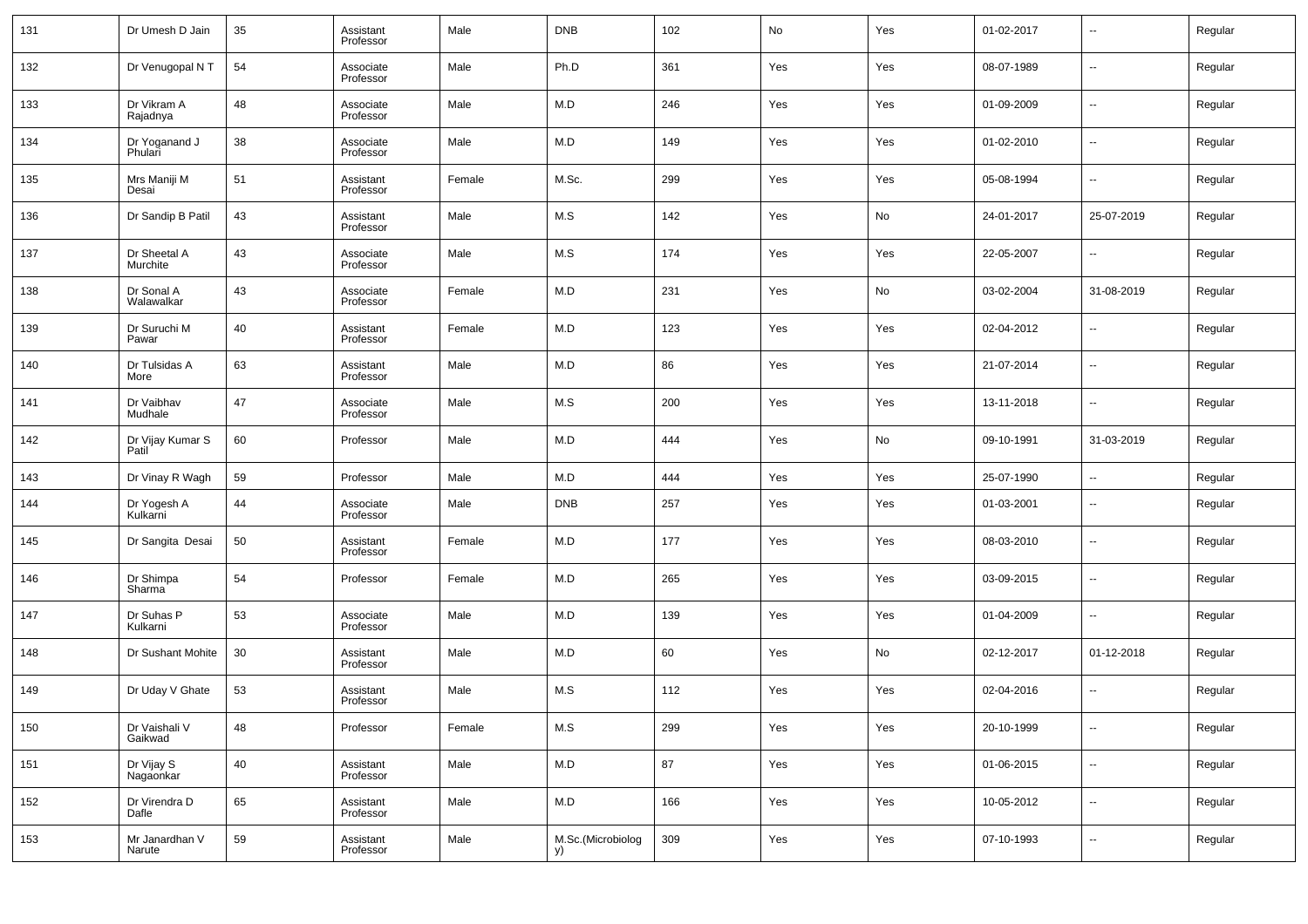| | | | | | | | | | | | |
|---|---|---|---|---|---|---|---|---|---|---|---|
| 131 | Dr Umesh D Jain | 35 | Assistant Professor | Male | DNB | 102 | No | Yes | 01-02-2017 | -- | Regular |
| 132 | Dr Venugopal N T | 54 | Associate Professor | Male | Ph.D | 361 | Yes | Yes | 08-07-1989 | -- | Regular |
| 133 | Dr Vikram A Rajadnya | 48 | Associate Professor | Male | M.D | 246 | Yes | Yes | 01-09-2009 | -- | Regular |
| 134 | Dr Yoganand J Phulari | 38 | Associate Professor | Male | M.D | 149 | Yes | Yes | 01-02-2010 | -- | Regular |
| 135 | Mrs Maniji M Desai | 51 | Assistant Professor | Female | M.Sc. | 299 | Yes | Yes | 05-08-1994 | -- | Regular |
| 136 | Dr Sandip B Patil | 43 | Assistant Professor | Male | M.S | 142 | Yes | No | 24-01-2017 | 25-07-2019 | Regular |
| 137 | Dr Sheetal A Murchite | 43 | Associate Professor | Male | M.S | 174 | Yes | Yes | 22-05-2007 | -- | Regular |
| 138 | Dr Sonal A Walawalkar | 43 | Associate Professor | Female | M.D | 231 | Yes | No | 03-02-2004 | 31-08-2019 | Regular |
| 139 | Dr Suruchi M Pawar | 40 | Assistant Professor | Female | M.D | 123 | Yes | Yes | 02-04-2012 | -- | Regular |
| 140 | Dr Tulsidas A More | 63 | Assistant Professor | Male | M.D | 86 | Yes | Yes | 21-07-2014 | -- | Regular |
| 141 | Dr Vaibhav Mudhale | 47 | Associate Professor | Male | M.S | 200 | Yes | Yes | 13-11-2018 | -- | Regular |
| 142 | Dr Vijay Kumar S Patil | 60 | Professor | Male | M.D | 444 | Yes | No | 09-10-1991 | 31-03-2019 | Regular |
| 143 | Dr Vinay R Wagh | 59 | Professor | Male | M.D | 444 | Yes | Yes | 25-07-1990 | -- | Regular |
| 144 | Dr Yogesh A Kulkarni | 44 | Associate Professor | Male | DNB | 257 | Yes | Yes | 01-03-2001 | -- | Regular |
| 145 | Dr Sangita Desai | 50 | Assistant Professor | Female | M.D | 177 | Yes | Yes | 08-03-2010 | -- | Regular |
| 146 | Dr Shimpa Sharma | 54 | Professor | Female | M.D | 265 | Yes | Yes | 03-09-2015 | -- | Regular |
| 147 | Dr Suhas P Kulkarni | 53 | Associate Professor | Male | M.D | 139 | Yes | Yes | 01-04-2009 | -- | Regular |
| 148 | Dr Sushant Mohite | 30 | Assistant Professor | Male | M.D | 60 | Yes | No | 02-12-2017 | 01-12-2018 | Regular |
| 149 | Dr Uday V Ghate | 53 | Assistant Professor | Male | M.S | 112 | Yes | Yes | 02-04-2016 | -- | Regular |
| 150 | Dr Vaishali V Gaikwad | 48 | Professor | Female | M.S | 299 | Yes | Yes | 20-10-1999 | -- | Regular |
| 151 | Dr Vijay S Nagaonkar | 40 | Assistant Professor | Male | M.D | 87 | Yes | Yes | 01-06-2015 | -- | Regular |
| 152 | Dr Virendra D Dafle | 65 | Assistant Professor | Male | M.D | 166 | Yes | Yes | 10-05-2012 | -- | Regular |
| 153 | Mr Janardhan V Narute | 59 | Assistant Professor | Male | M.Sc.(Microbiology) | 309 | Yes | Yes | 07-10-1993 | -- | Regular |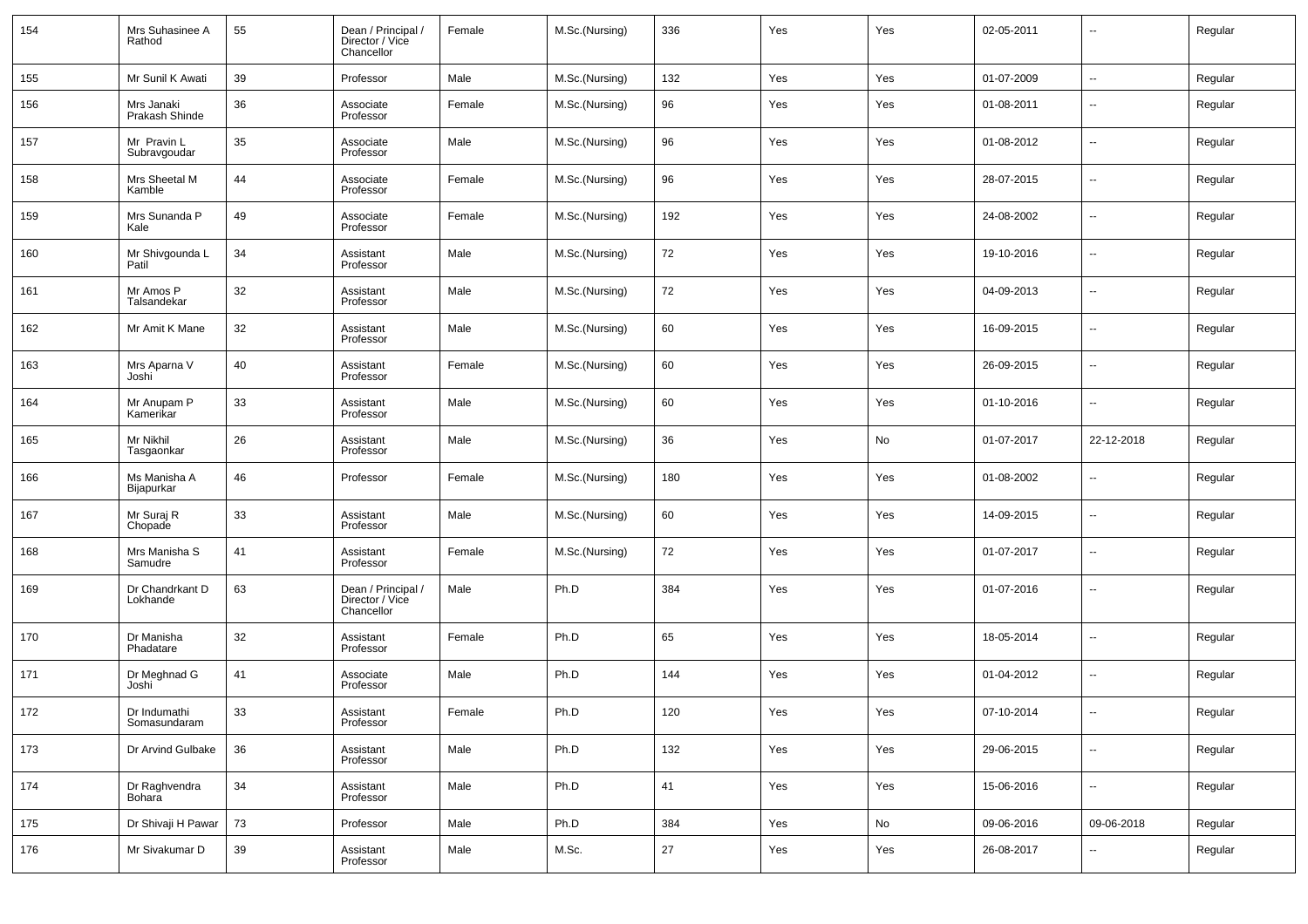| 154 | Mrs Suhasinee A Rathod | 55 | Dean / Principal / Director / Vice Chancellor | Female | M.Sc.(Nursing) | 336 | Yes | Yes | 02-05-2011 | -- | Regular |
|---|---|---|---|---|---|---|---|---|---|---|---|
| 155 | Mr Sunil K Awati | 39 | Professor | Male | M.Sc.(Nursing) | 132 | Yes | Yes | 01-07-2009 | -- | Regular |
| 156 | Mrs Janaki Prakash Shinde | 36 | Associate Professor | Female | M.Sc.(Nursing) | 96 | Yes | Yes | 01-08-2011 | -- | Regular |
| 157 | Mr Pravin L Subravgoudar | 35 | Associate Professor | Male | M.Sc.(Nursing) | 96 | Yes | Yes | 01-08-2012 | -- | Regular |
| 158 | Mrs Sheetal M Kamble | 44 | Associate Professor | Female | M.Sc.(Nursing) | 96 | Yes | Yes | 28-07-2015 | -- | Regular |
| 159 | Mrs Sunanda P Kale | 49 | Associate Professor | Female | M.Sc.(Nursing) | 192 | Yes | Yes | 24-08-2002 | -- | Regular |
| 160 | Mr Shivgounda L Patil | 34 | Assistant Professor | Male | M.Sc.(Nursing) | 72 | Yes | Yes | 19-10-2016 | -- | Regular |
| 161 | Mr Amos P Talsandekar | 32 | Assistant Professor | Male | M.Sc.(Nursing) | 72 | Yes | Yes | 04-09-2013 | -- | Regular |
| 162 | Mr Amit K Mane | 32 | Assistant Professor | Male | M.Sc.(Nursing) | 60 | Yes | Yes | 16-09-2015 | -- | Regular |
| 163 | Mrs Aparna V Joshi | 40 | Assistant Professor | Female | M.Sc.(Nursing) | 60 | Yes | Yes | 26-09-2015 | -- | Regular |
| 164 | Mr Anupam P Kamerikar | 33 | Assistant Professor | Male | M.Sc.(Nursing) | 60 | Yes | Yes | 01-10-2016 | -- | Regular |
| 165 | Mr Nikhil Tasgaonkar | 26 | Assistant Professor | Male | M.Sc.(Nursing) | 36 | Yes | No | 01-07-2017 | 22-12-2018 | Regular |
| 166 | Ms Manisha A Bijapurkar | 46 | Professor | Female | M.Sc.(Nursing) | 180 | Yes | Yes | 01-08-2002 | -- | Regular |
| 167 | Mr Suraj R Chopade | 33 | Assistant Professor | Male | M.Sc.(Nursing) | 60 | Yes | Yes | 14-09-2015 | -- | Regular |
| 168 | Mrs Manisha S Samudre | 41 | Assistant Professor | Female | M.Sc.(Nursing) | 72 | Yes | Yes | 01-07-2017 | -- | Regular |
| 169 | Dr Chandrkant D Lokhande | 63 | Dean / Principal / Director / Vice Chancellor | Male | Ph.D | 384 | Yes | Yes | 01-07-2016 | -- | Regular |
| 170 | Dr Manisha Phadatare | 32 | Assistant Professor | Female | Ph.D | 65 | Yes | Yes | 18-05-2014 | -- | Regular |
| 171 | Dr Meghnad G Joshi | 41 | Associate Professor | Male | Ph.D | 144 | Yes | Yes | 01-04-2012 | -- | Regular |
| 172 | Dr Indumathi Somasundaram | 33 | Assistant Professor | Female | Ph.D | 120 | Yes | Yes | 07-10-2014 | -- | Regular |
| 173 | Dr Arvind Gulbake | 36 | Assistant Professor | Male | Ph.D | 132 | Yes | Yes | 29-06-2015 | -- | Regular |
| 174 | Dr Raghvendra Bohara | 34 | Assistant Professor | Male | Ph.D | 41 | Yes | Yes | 15-06-2016 | -- | Regular |
| 175 | Dr Shivaji H Pawar | 73 | Professor | Male | Ph.D | 384 | Yes | No | 09-06-2016 | 09-06-2018 | Regular |
| 176 | Mr Sivakumar D | 39 | Assistant Professor | Male | M.Sc. | 27 | Yes | Yes | 26-08-2017 | -- | Regular |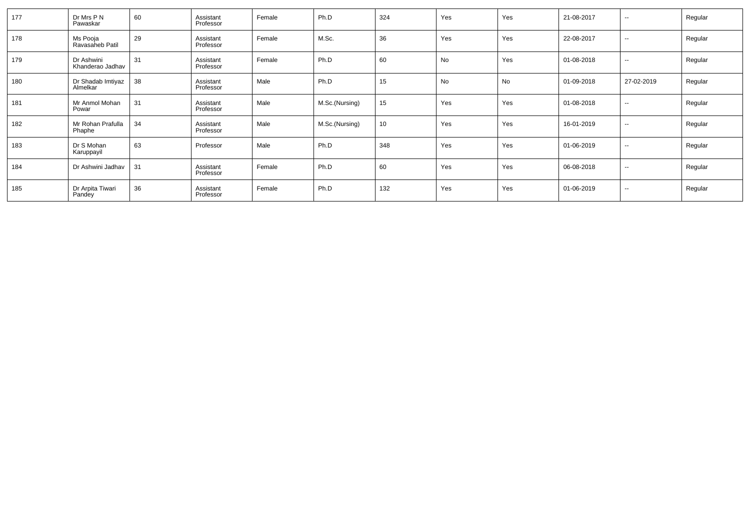| | | | | | | | | | | | |
|---|---|---|---|---|---|---|---|---|---|---|---|
| 177 | Dr Mrs P N Pawaskar | 60 | Assistant Professor | Female | Ph.D | 324 | Yes | Yes | 21-08-2017 | -- | Regular |
| 178 | Ms Pooja Ravasaheb Patil | 29 | Assistant Professor | Female | M.Sc. | 36 | Yes | Yes | 22-08-2017 | -- | Regular |
| 179 | Dr Ashwini Khanderao Jadhav | 31 | Assistant Professor | Female | Ph.D | 60 | No | Yes | 01-08-2018 | -- | Regular |
| 180 | Dr Shadab Imtiyaz Almelkar | 38 | Assistant Professor | Male | Ph.D | 15 | No | No | 01-09-2018 | 27-02-2019 | Regular |
| 181 | Mr Anmol Mohan Powar | 31 | Assistant Professor | Male | M.Sc.(Nursing) | 15 | Yes | Yes | 01-08-2018 | -- | Regular |
| 182 | Mr Rohan Prafulla Phaphe | 34 | Assistant Professor | Male | M.Sc.(Nursing) | 10 | Yes | Yes | 16-01-2019 | -- | Regular |
| 183 | Dr S Mohan Karuppayil | 63 | Professor | Male | Ph.D | 348 | Yes | Yes | 01-06-2019 | -- | Regular |
| 184 | Dr Ashwini Jadhav | 31 | Assistant Professor | Female | Ph.D | 60 | Yes | Yes | 06-08-2018 | -- | Regular |
| 185 | Dr Arpita Tiwari Pandey | 36 | Assistant Professor | Female | Ph.D | 132 | Yes | Yes | 01-06-2019 | -- | Regular |